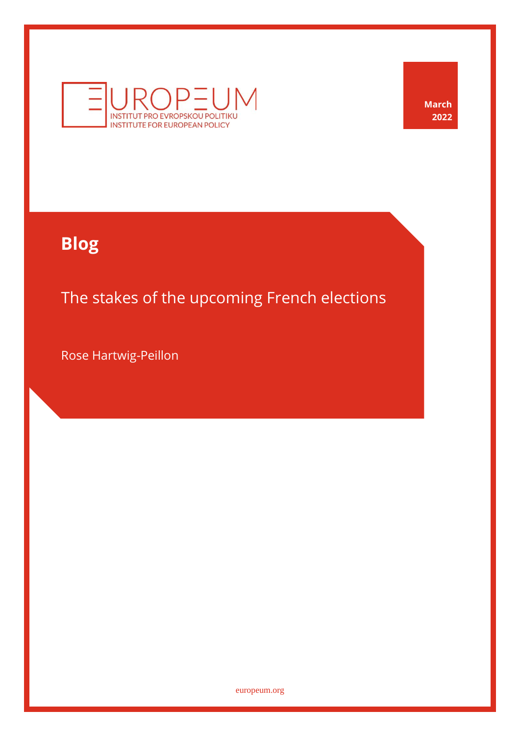EUROPEUM

INSTITUT PRO EVROPSKOU POLITIKU
INSTITUTE FOR EUROPEAN POLICY

March 2022

**Blog**

# The stakes of the upcoming French elections

Rose Hartwig-Peillon

europeum.org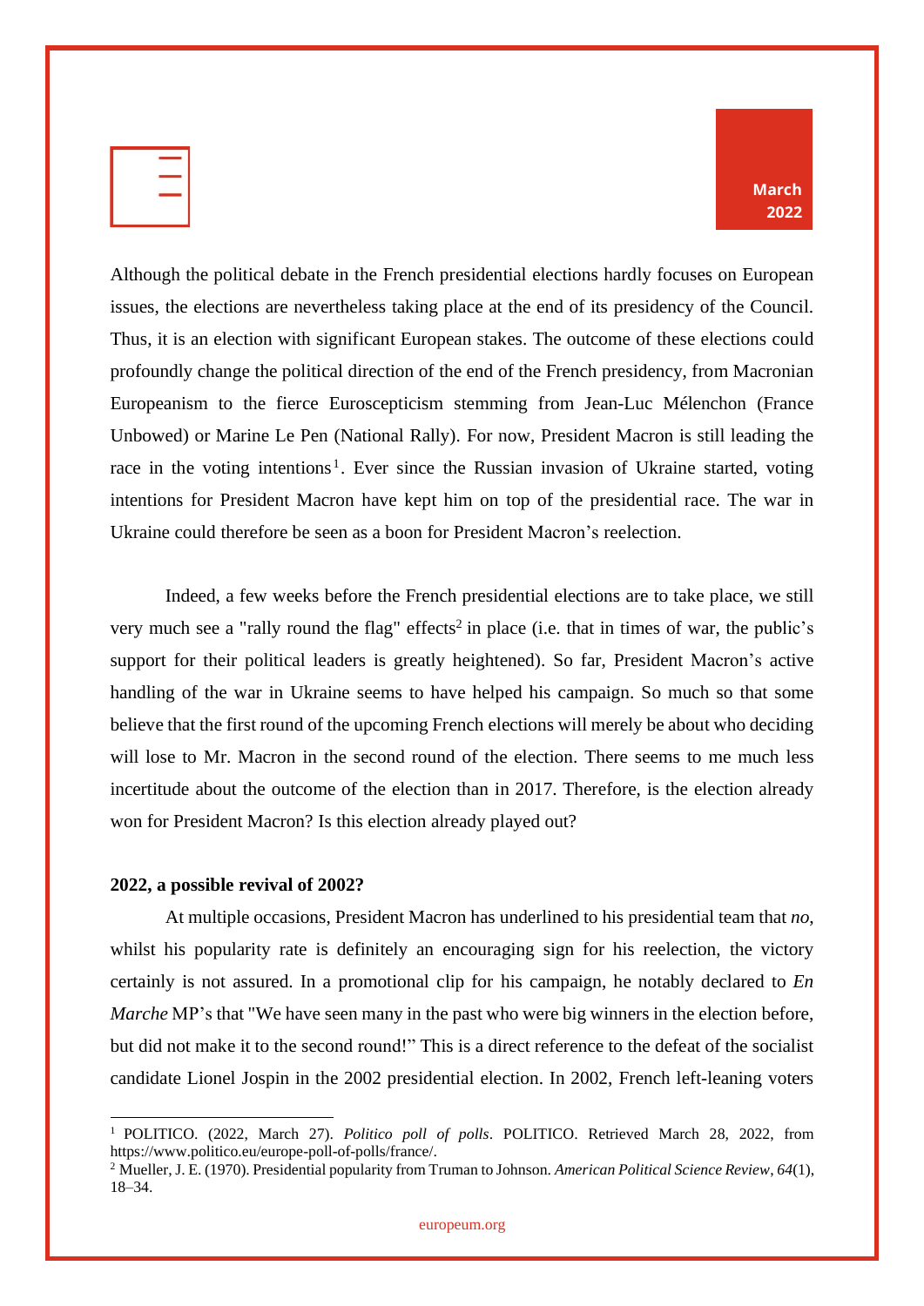Although the political debate in the French presidential elections hardly focuses on European issues, the elections are nevertheless taking place at the end of its presidency of the Council. Thus, it is an election with significant European stakes. The outcome of these elections could profoundly change the political direction of the end of the French presidency, from Macronian Europeanism to the fierce Euroscepticism stemming from Jean-Luc Mélenchon (France Unbowed) or Marine Le Pen (National Rally). For now, President Macron is still leading the race in the voting intentions[1]. Ever since the Russian invasion of Ukraine started, voting intentions for President Macron have kept him on top of the presidential race. The war in Ukraine could therefore be seen as a boon for President Macron's reelection.

Indeed, a few weeks before the French presidential elections are to take place, we still very much see a "rally round the flag" effects[2] in place (i.e. that in times of war, the public's support for their political leaders is greatly heightened). So far, President Macron's active handling of the war in Ukraine seems to have helped his campaign. So much so that some believe that the first round of the upcoming French elections will merely be about who deciding will lose to Mr. Macron in the second round of the election. There seems to me much less incertitude about the outcome of the election than in 2017. Therefore, is the election already won for President Macron? Is this election already played out?

**2022, a possible revival of 2002?**

At multiple occasions, President Macron has underlined to his presidential team that *no*, whilst his popularity rate is definitely an encouraging sign for his reelection, the victory certainly is not assured. In a promotional clip for his campaign, he notably declared to *En Marche* MP's that "We have seen many in the past who were big winners in the election before, but did not make it to the second round!" This is a direct reference to the defeat of the socialist candidate Lionel Jospin in the 2002 presidential election. In 2002, French left-leaning voters

---

[1] POLITICO. (2022, March 27). *Politico poll of polls*. POLITICO. Retrieved March 28, 2022, from https://www.politico.eu/europe-poll-of-polls/france/.

[2] Mueller, J. E. (1970). Presidential popularity from Truman to Johnson. *American Political Science Review*, *64*(1), 18–34.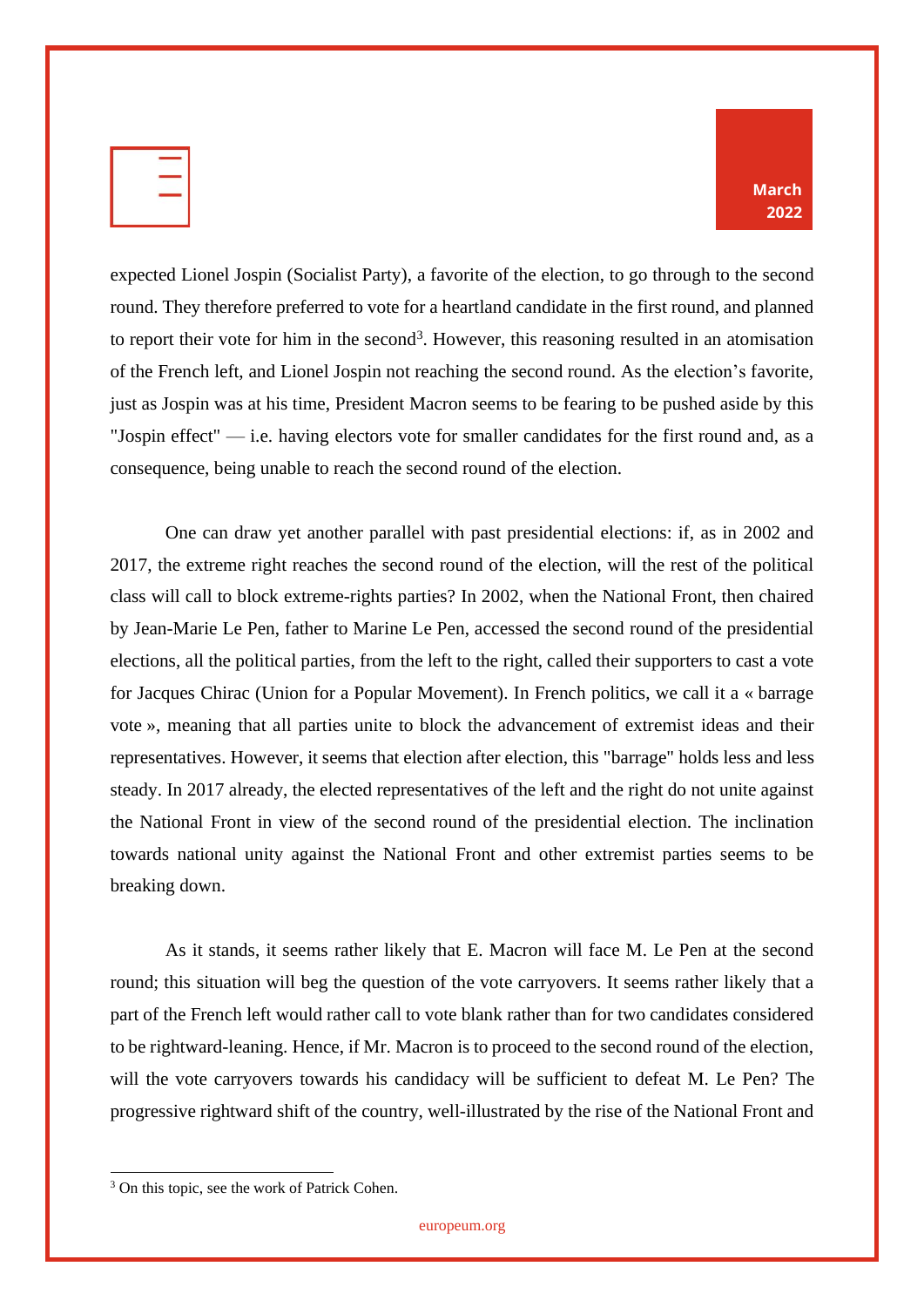expected Lionel Jospin (Socialist Party), a favorite of the election, to go through to the second round. They therefore preferred to vote for a heartland candidate in the first round, and planned to report their vote for him in the second[3]. However, this reasoning resulted in an atomisation of the French left, and Lionel Jospin not reaching the second round. As the election's favorite, just as Jospin was at his time, President Macron seems to be fearing to be pushed aside by this "Jospin effect" — i.e. having electors vote for smaller candidates for the first round and, as a consequence, being unable to reach the second round of the election.

One can draw yet another parallel with past presidential elections: if, as in 2002 and 2017, the extreme right reaches the second round of the election, will the rest of the political class will call to block extreme-rights parties? In 2002, when the National Front, then chaired by Jean-Marie Le Pen, father to Marine Le Pen, accessed the second round of the presidential elections, all the political parties, from the left to the right, called their supporters to cast a vote for Jacques Chirac (Union for a Popular Movement). In French politics, we call it a « barrage vote », meaning that all parties unite to block the advancement of extremist ideas and their representatives. However, it seems that election after election, this "barrage" holds less and less steady. In 2017 already, the elected representatives of the left and the right do not unite against the National Front in view of the second round of the presidential election. The inclination towards national unity against the National Front and other extremist parties seems to be breaking down.

As it stands, it seems rather likely that E. Macron will face M. Le Pen at the second round; this situation will beg the question of the vote carryovers. It seems rather likely that a part of the French left would rather call to vote blank rather than for two candidates considered to be rightward-leaning. Hence, if Mr. Macron is to proceed to the second round of the election, will the vote carryovers towards his candidacy will be sufficient to defeat M. Le Pen? The progressive rightward shift of the country, well-illustrated by the rise of the National Front and

[3] On this topic, see the work of Patrick Cohen.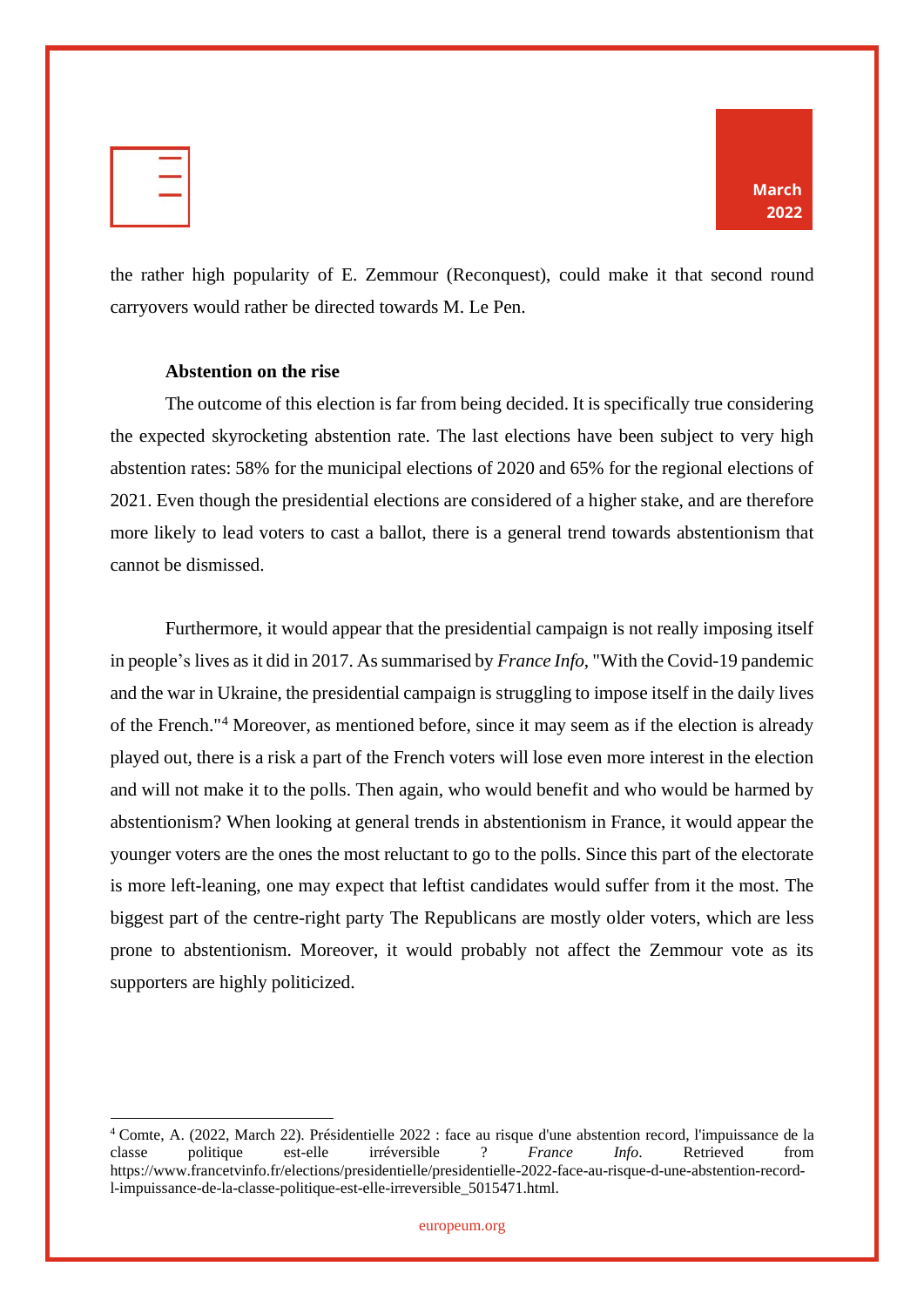the rather high popularity of E. Zemmour (Reconquest), could make it that second round carryovers would rather be directed towards M. Le Pen.

**Abstention on the rise**

The outcome of this election is far from being decided. It is specifically true considering the expected skyrocketing abstention rate. The last elections have been subject to very high abstention rates: 58% for the municipal elections of 2020 and 65% for the regional elections of 2021. Even though the presidential elections are considered of a higher stake, and are therefore more likely to lead voters to cast a ballot, there is a general trend towards abstentionism that cannot be dismissed.

Furthermore, it would appear that the presidential campaign is not really imposing itself in people's lives as it did in 2017. As summarised by *France Info*, "With the Covid-19 pandemic and the war in Ukraine, the presidential campaign is struggling to impose itself in the daily lives of the French."[4] Moreover, as mentioned before, since it may seem as if the election is already played out, there is a risk a part of the French voters will lose even more interest in the election and will not make it to the polls. Then again, who would benefit and who would be harmed by abstentionism? When looking at general trends in abstentionism in France, it would appear the younger voters are the ones the most reluctant to go to the polls. Since this part of the electorate is more left-leaning, one may expect that leftist candidates would suffer from it the most. The biggest part of the centre-right party The Republicans are mostly older voters, which are less prone to abstentionism. Moreover, it would probably not affect the Zemmour vote as its supporters are highly politicized.

---

[4] Comte, A. (2022, March 22). Présidentielle 2022 : face au risque d'une abstention record, l'impuissance de la classe politique est-elle irréversible ? *France Info*. Retrieved from https://www.francetvinfo.fr/elections/presidentielle/presidentielle-2022-face-au-risque-d-une-abstention-record-l-impuissance-de-la-classe-politique-est-elle-irreversible_5015471.html.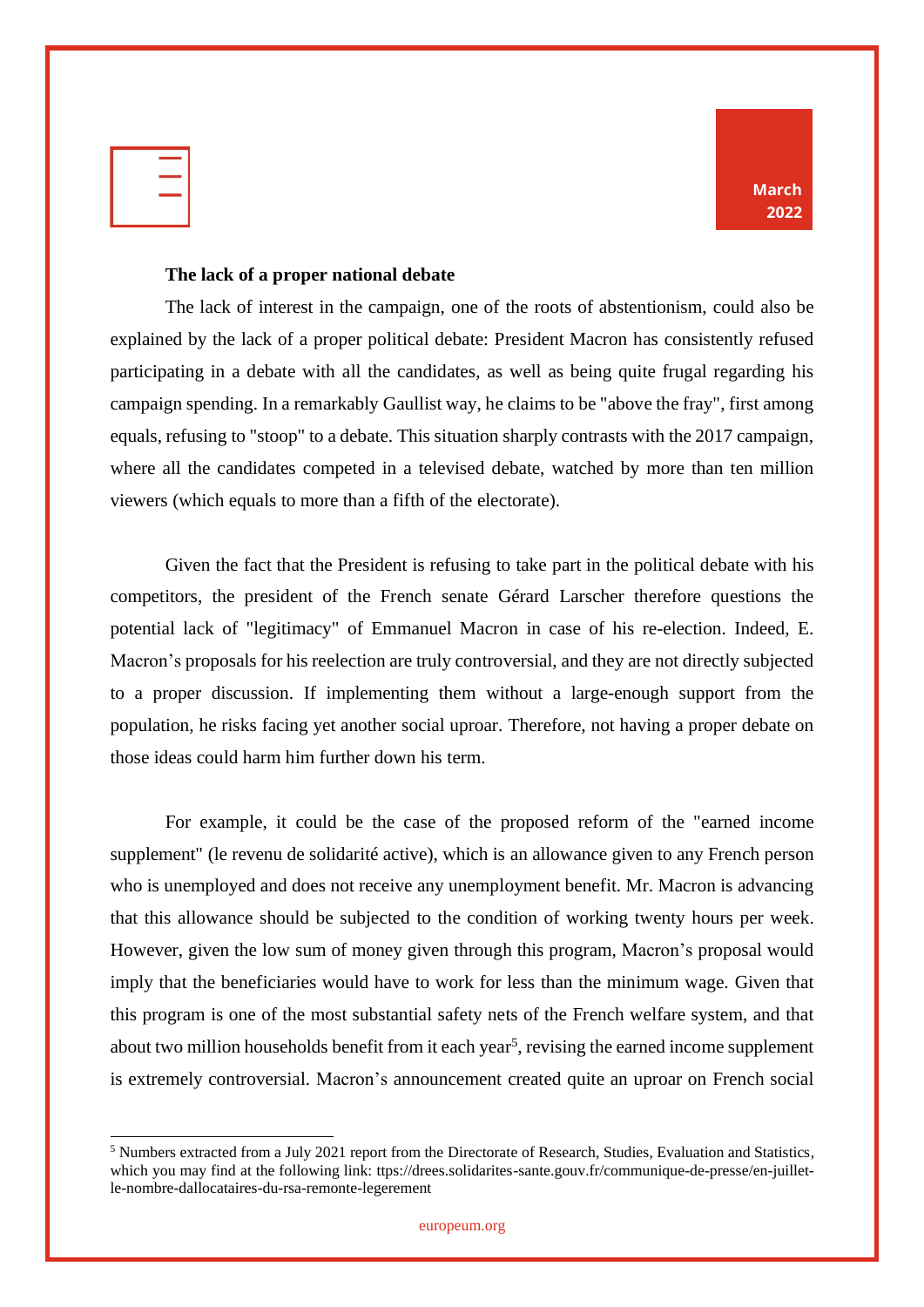### The lack of a proper national debate

The lack of interest in the campaign, one of the roots of abstentionism, could also be explained by the lack of a proper political debate: President Macron has consistently refused participating in a debate with all the candidates, as well as being quite frugal regarding his campaign spending. In a remarkably Gaullist way, he claims to be "above the fray", first among equals, refusing to "stoop" to a debate. This situation sharply contrasts with the 2017 campaign, where all the candidates competed in a televised debate, watched by more than ten million viewers (which equals to more than a fifth of the electorate).

Given the fact that the President is refusing to take part in the political debate with his competitors, the president of the French senate Gérard Larscher therefore questions the potential lack of "legitimacy" of Emmanuel Macron in case of his re-election. Indeed, E. Macron's proposals for his reelection are truly controversial, and they are not directly subjected to a proper discussion. If implementing them without a large-enough support from the population, he risks facing yet another social uproar. Therefore, not having a proper debate on those ideas could harm him further down his term.

For example, it could be the case of the proposed reform of the "earned income supplement" (le revenu de solidarité active), which is an allowance given to any French person who is unemployed and does not receive any unemployment benefit. Mr. Macron is advancing that this allowance should be subjected to the condition of working twenty hours per week. However, given the low sum of money given through this program, Macron's proposal would imply that the beneficiaries would have to work for less than the minimum wage. Given that this program is one of the most substantial safety nets of the French welfare system, and that about two million households benefit from it each year[5], revising the earned income supplement is extremely controversial. Macron's announcement created quite an uproar on French social

---

[5] Numbers extracted from a July 2021 report from the Directorate of Research, Studies, Evaluation and Statistics, which you may find at the following link: ttps://drees.solidarites-sante.gouv.fr/communique-de-presse/en-juillet-le-nombre-dallocataires-du-rsa-remonte-legerement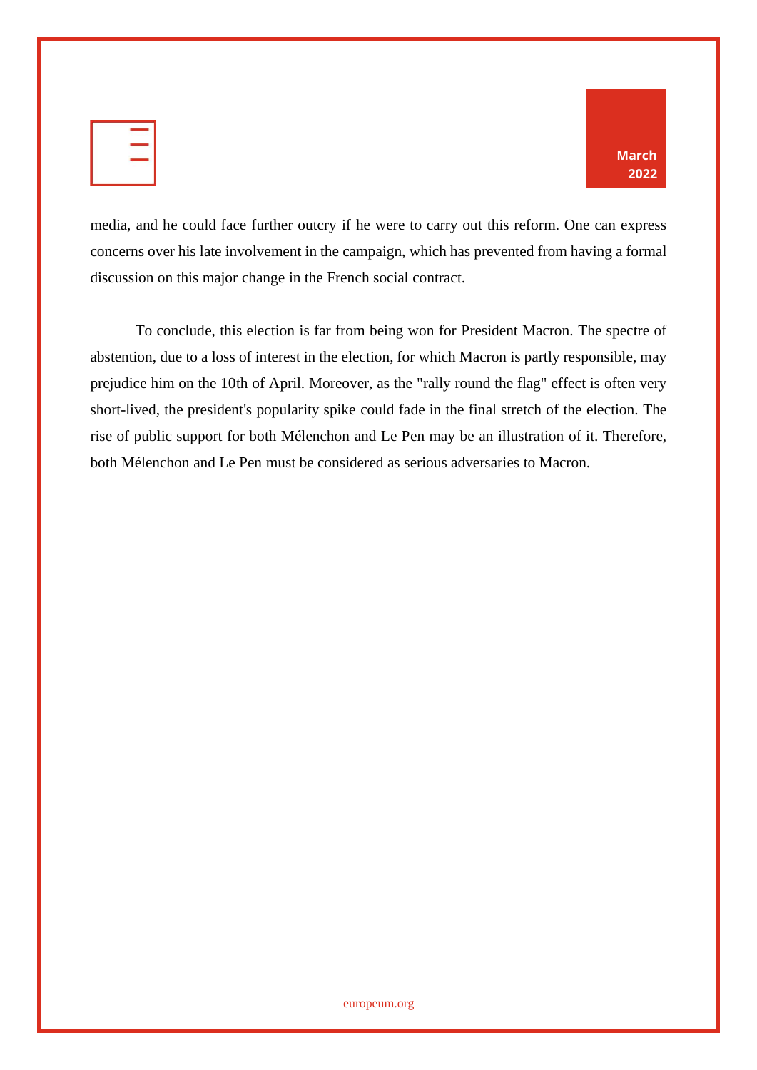media, and he could face further outcry if he were to carry out this reform. One can express concerns over his late involvement in the campaign, which has prevented from having a formal discussion on this major change in the French social contract.

To conclude, this election is far from being won for President Macron. The spectre of abstention, due to a loss of interest in the election, for which Macron is partly responsible, may prejudice him on the 10th of April. Moreover, as the "rally round the flag" effect is often very short-lived, the president's popularity spike could fade in the final stretch of the election. The rise of public support for both Mélenchon and Le Pen may be an illustration of it. Therefore, both Mélenchon and Le Pen must be considered as serious adversaries to Macron.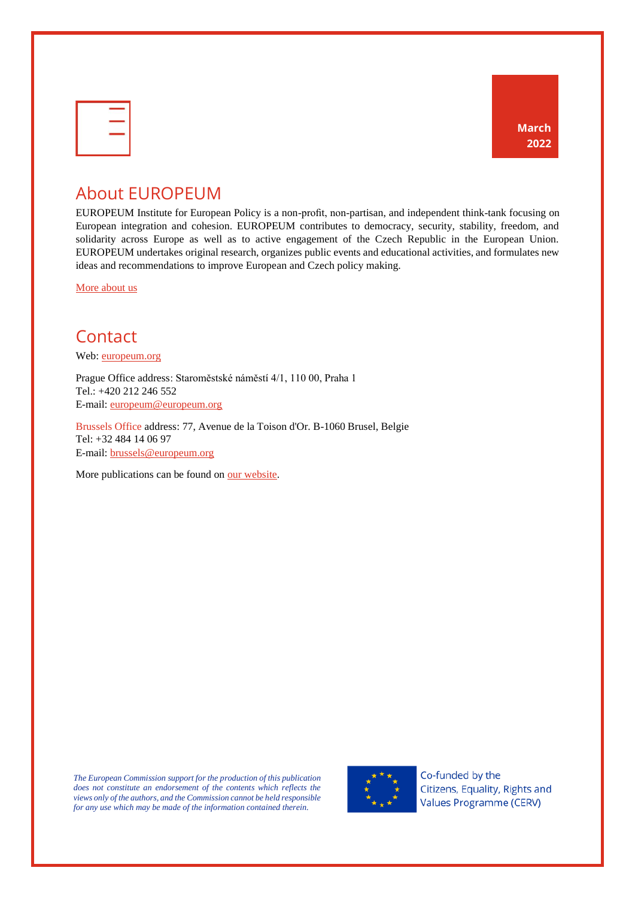March 2022

## About EUROPEUM

EUROPEUM Institute for European Policy is a non-profit, non-partisan, and independent think-tank focusing on European integration and cohesion. EUROPEUM contributes to democracy, security, stability, freedom, and solidarity across Europe as well as to active engagement of the Czech Republic in the European Union. EUROPEUM undertakes original research, organizes public events and educational activities, and formulates new ideas and recommendations to improve European and Czech policy making.

More about us

## Contact

Web: europeum.org

Prague Office address: Staroměstské náměstí 4/1, 110 00, Praha 1
Tel.: +420 212 246 552
E-mail: europeum@europeum.org

Brussels Office address: 77, Avenue de la Toison d'Or. B-1060 Brusel, Belgie
Tel: +32 484 14 06 97
E-mail: brussels@europeum.org

More publications can be found on our website.

*The European Commission support for the production of this publication does not constitute an endorsement of the contents which reflects the views only of the authors, and the Commission cannot be held responsible for any use which may be made of the information contained therein.*

Co-funded by the Citizens, Equality, Rights and Values Programme (CERV)